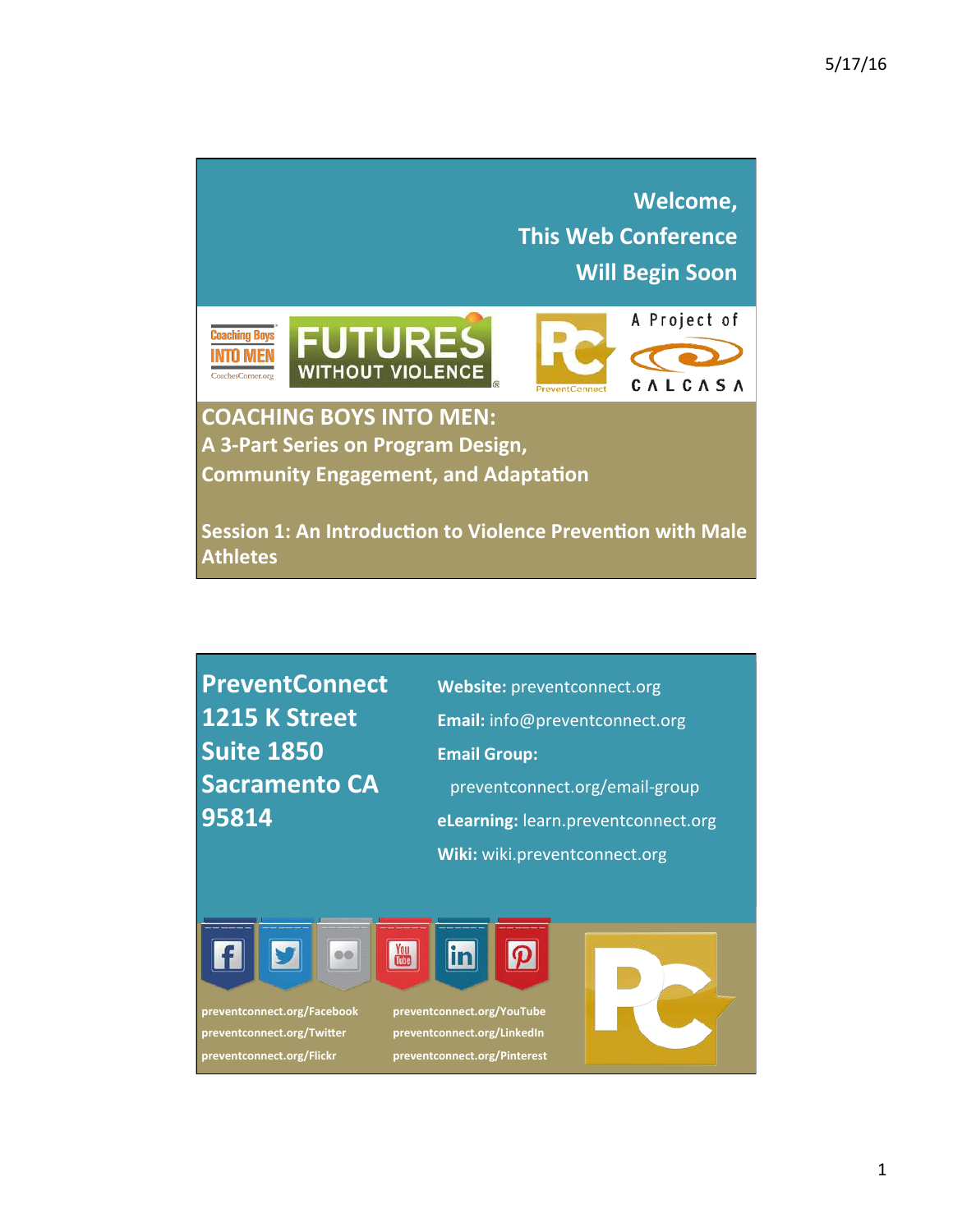Welcome,
This Web Conference
Will Begin Soon

Coaching Boys INTO MEN
CoachesCorner.org

FUTURES WITHOUT VIOLENCE

PreventConnect

A Project of CALCASA

# COACHING BOYS INTO MEN:
## A 3-Part Series on Program Design, Community Engagement, and Adaptation

### Session 1: An Introduction to Violence Prevention with Male Athletes

**PreventConnect**
**1215 K Street**
**Suite 1850**
**Sacramento CA**
**95814**

**Website:** preventconnect.org

**Email:** info@preventconnect.org

**Email Group:**
preventconnect.org/email-group

**eLearning:** learn.preventconnect.org

**Wiki:** wiki.preventconnect.org

preventconnect.org/Facebook
preventconnect.org/Twitter
preventconnect.org/Flickr
preventconnect.org/YouTube
preventconnect.org/LinkedIn
preventconnect.org/Pinterest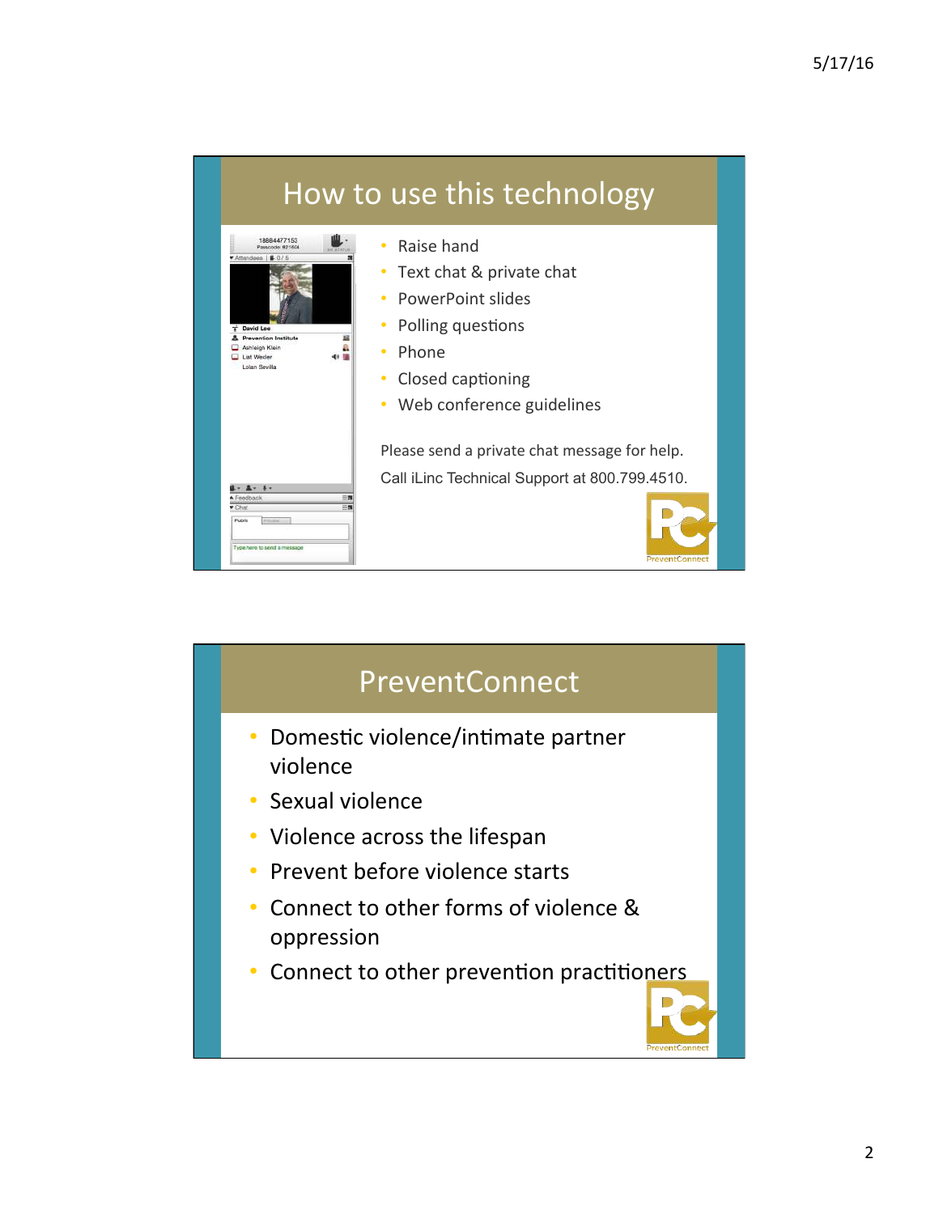## How to use this technology

- Raise hand
- Text chat & private chat
- PowerPoint slides
- Polling questions
- Phone
- Closed captioning
- Web conference guidelines

Please send a private chat message for help.

Call iLinc Technical Support at 800.799.4510.

## PreventConnect

- Domestic violence/intimate partner violence
- Sexual violence
- Violence across the lifespan
- Prevent before violence starts
- Connect to other forms of violence & oppression
- Connect to other prevention practitioners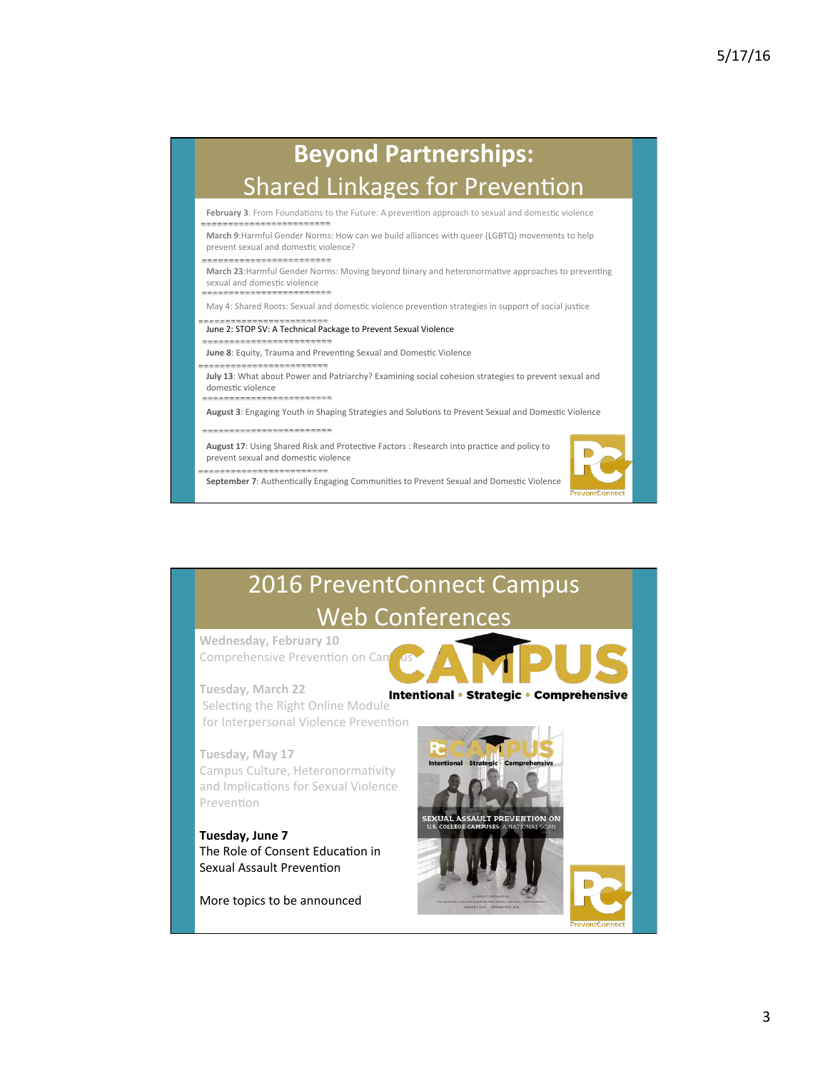# Beyond Partnerships: Shared Linkages for Prevention

**February 3**: From Foundations to the Future: A prevention approach to sexual and domestic violence

**March 9**:Harmful Gender Norms: How can we build alliances with queer (LGBTQ) movements to help prevent sexual and domestic violence?

**March 23**:Harmful Gender Norms: Moving beyond binary and heteronormative approaches to preventing sexual and domestic violence

May 4: Shared Roots: Sexual and domestic violence prevention strategies in support of social justice

June 2: STOP SV: A Technical Package to Prevent Sexual Violence

**June 8**: Equity, Trauma and Preventing Sexual and Domestic Violence

**July 13**: What about Power and Patriarchy? Examining social cohesion strategies to prevent sexual and domestic violence

**August 3**: Engaging Youth in Shaping Strategies and Solutions to Prevent Sexual and Domestic Violence

**August 17**: Using Shared Risk and Protective Factors : Research into practice and policy to prevent sexual and domestic violence

**September 7**: Authentically Engaging Communities to Prevent Sexual and Domestic Violence

PreventConnect

# 2016 PreventConnect Campus Web Conferences

**Wednesday, February 10**
Comprehensive Prevention on Campus

**Tuesday, March 22**
Selecting the Right Online Module for Interpersonal Violence Prevention

**Tuesday, May 17**
Campus Culture, Heteronormativity and Implications for Sexual Violence Prevention

**Tuesday, June 7**
The Role of Consent Education in Sexual Assault Prevention

More topics to be announced

CAMPUS
Intentional • Strategic • Comprehensive

SEXUAL ASSAULT PREVENTION ON U.S. COLLEGE CAMPUSES: A NATIONAL SCAN

PreventConnect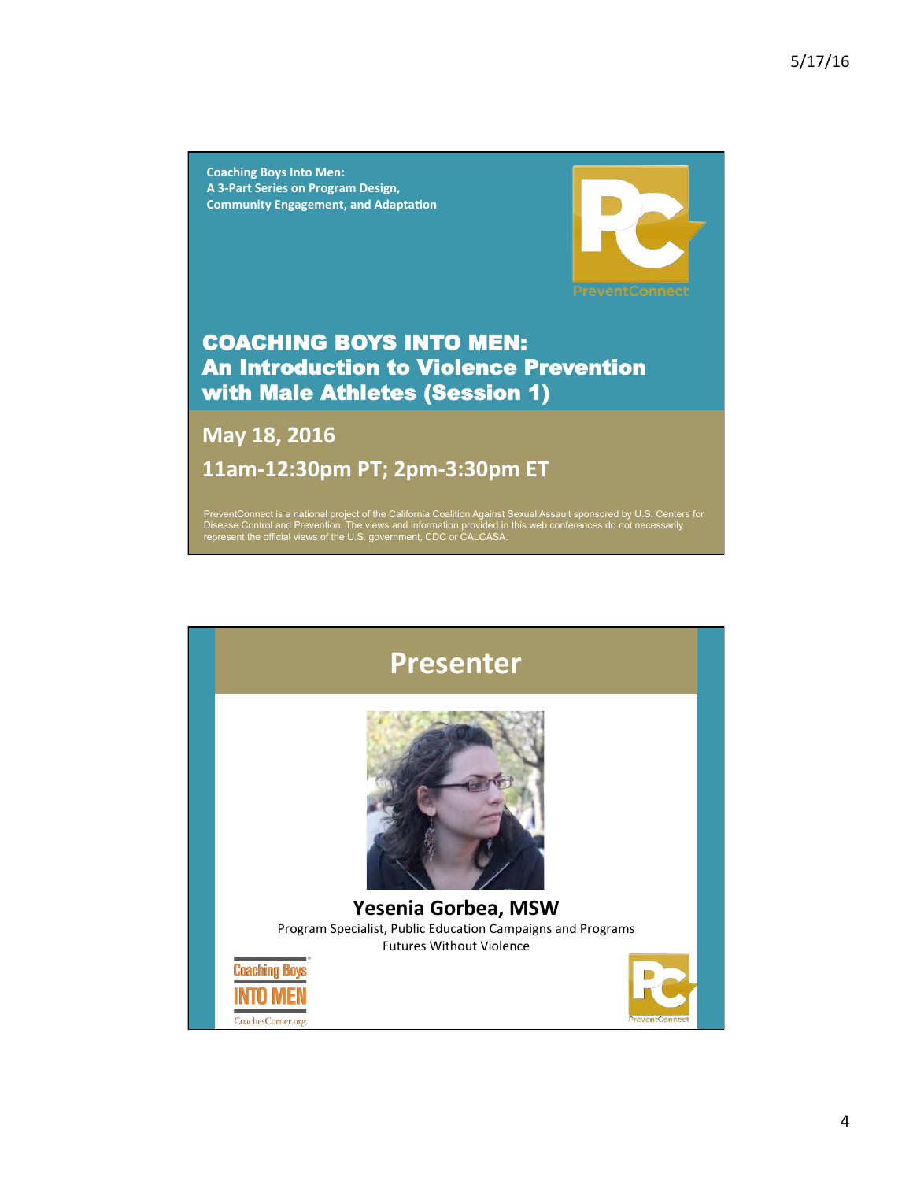Coaching Boys Into Men:
A 3-Part Series on Program Design, Community Engagement, and Adaptation

PreventConnect

## COACHING BOYS INTO MEN: An Introduction to Violence Prevention with Male Athletes (Session 1)

**May 18, 2016**

**11am-12:30pm PT; 2pm-3:30pm ET**

PreventConnect is a national project of the California Coalition Against Sexual Assault sponsored by U.S. Centers for Disease Control and Prevention. The views and information provided in this web conferences do not necessarily represent the official views of the U.S. government, CDC or CALCASA.

## Presenter

**Yesenia Gorbea, MSW**

Program Specialist, Public Education Campaigns and Programs

Futures Without Violence

Coaching Boys INTO MEN

CoachesCorner.org

PreventConnect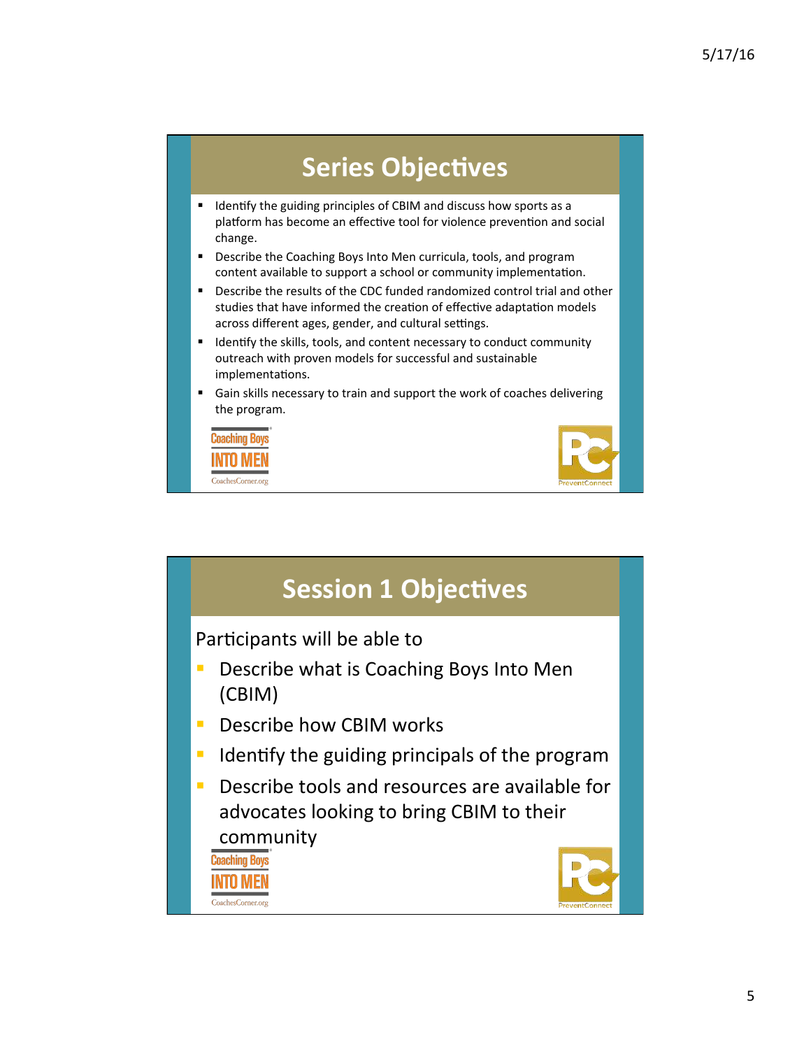## Series Objectives

- Identify the guiding principles of CBIM and discuss how sports as a platform has become an effective tool for violence prevention and social change.
- Describe the Coaching Boys Into Men curricula, tools, and program content available to support a school or community implementation.
- Describe the results of the CDC funded randomized control trial and other studies that have informed the creation of effective adaptation models across different ages, gender, and cultural settings.
- Identify the skills, tools, and content necessary to conduct community outreach with proven models for successful and sustainable implementations.
- Gain skills necessary to train and support the work of coaches delivering the program.

Coaching Boys INTO MEN
CoachesCorner.org

PreventConnect

## Session 1 Objectives

Participants will be able to

- Describe what is Coaching Boys Into Men (CBIM)
- Describe how CBIM works
- Identify the guiding principals of the program
- Describe tools and resources are available for advocates looking to bring CBIM to their community

Coaching Boys INTO MEN
CoachesCorner.org

PreventConnect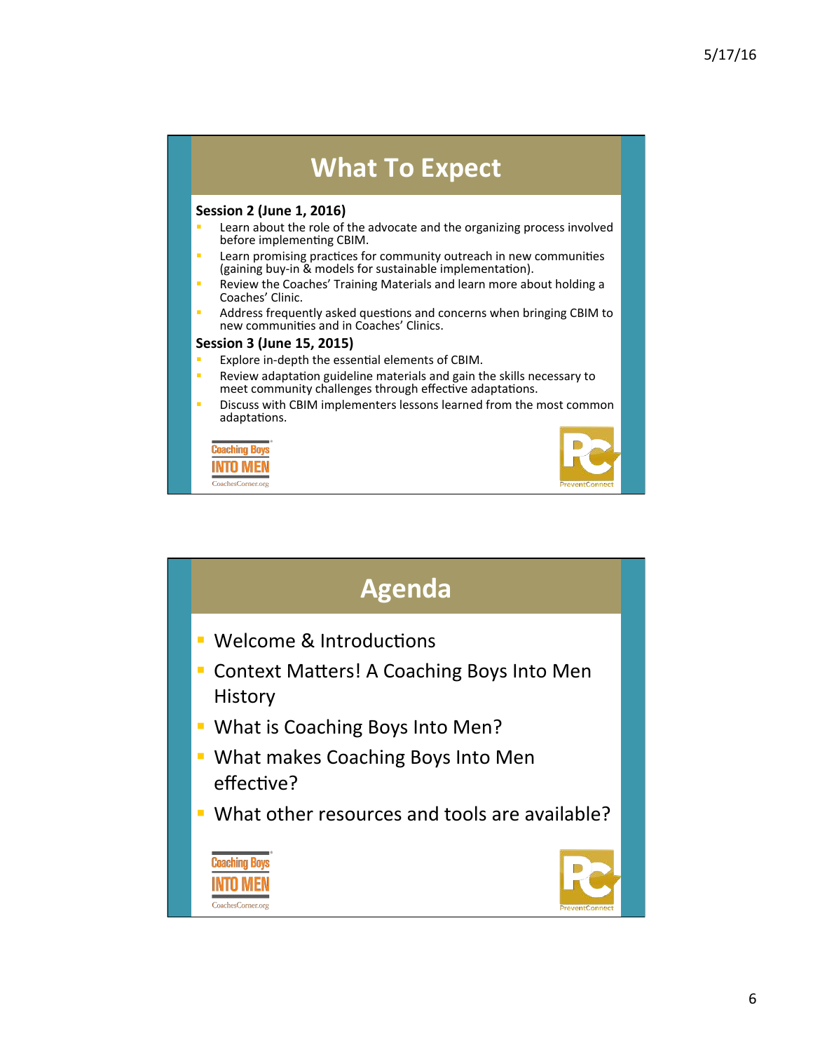## What To Expect

**Session 2 (June 1, 2016)**

- Learn about the role of the advocate and the organizing process involved before implementing CBIM.
- Learn promising practices for community outreach in new communities (gaining buy-in & models for sustainable implementation).
- Review the Coaches' Training Materials and learn more about holding a Coaches' Clinic.
- Address frequently asked questions and concerns when bringing CBIM to new communities and in Coaches' Clinics.

**Session 3 (June 15, 2015)**

- Explore in-depth the essential elements of CBIM.
- Review adaptation guideline materials and gain the skills necessary to meet community challenges through effective adaptations.
- Discuss with CBIM implementers lessons learned from the most common adaptations.

Coaching Boys INTO MEN
CoachesCorner.org

PreventConnect

## Agenda

- Welcome & Introductions
- Context Matters! A Coaching Boys Into Men History
- What is Coaching Boys Into Men?
- What makes Coaching Boys Into Men effective?
- What other resources and tools are available?

Coaching Boys INTO MEN
CoachesCorner.org

PreventConnect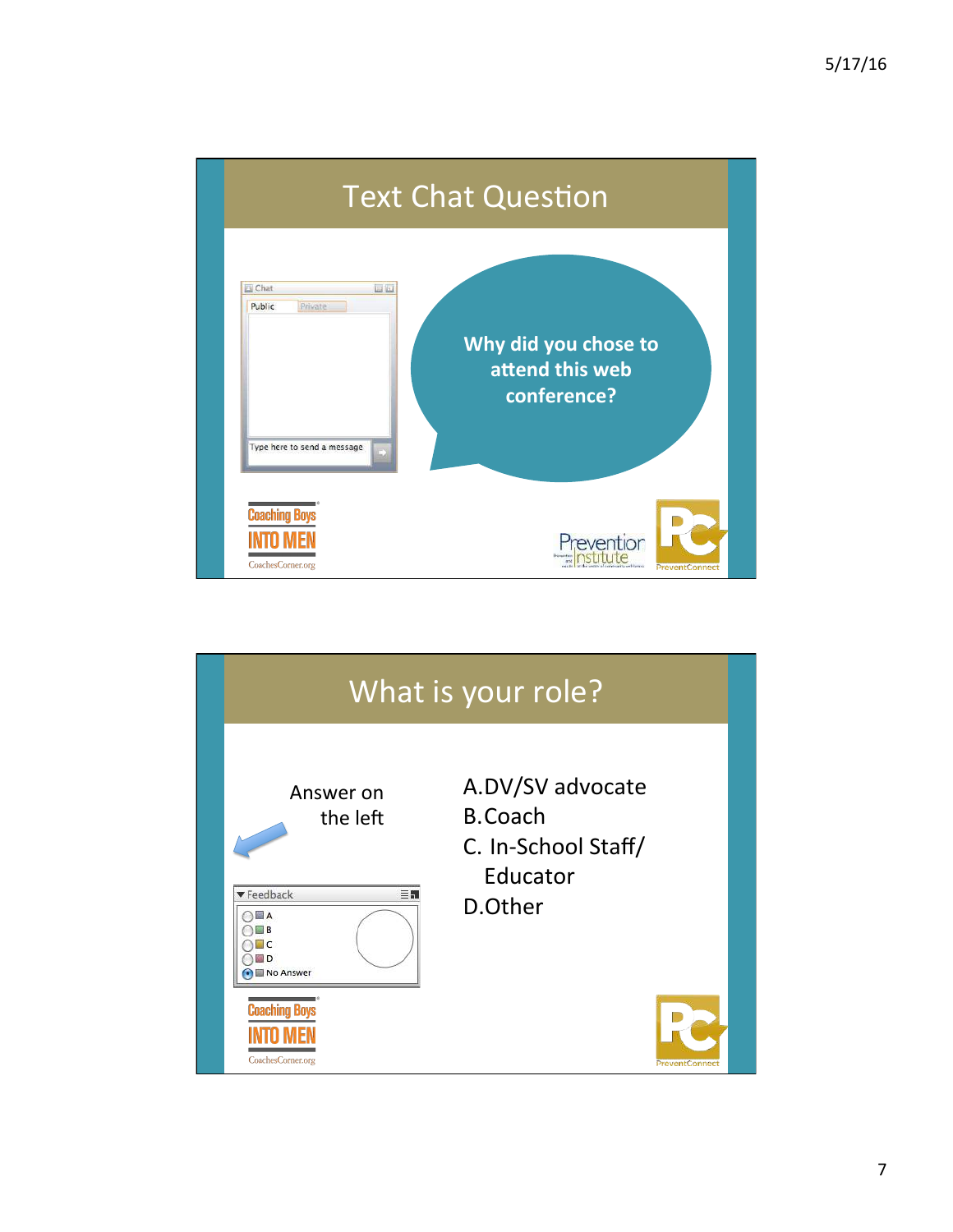## Text Chat Question

Why did you chose to attend this web conference?

## What is your role?

Answer on the left

A. DV/SV advocate
B. Coach
C. In-School Staff/ Educator
D. Other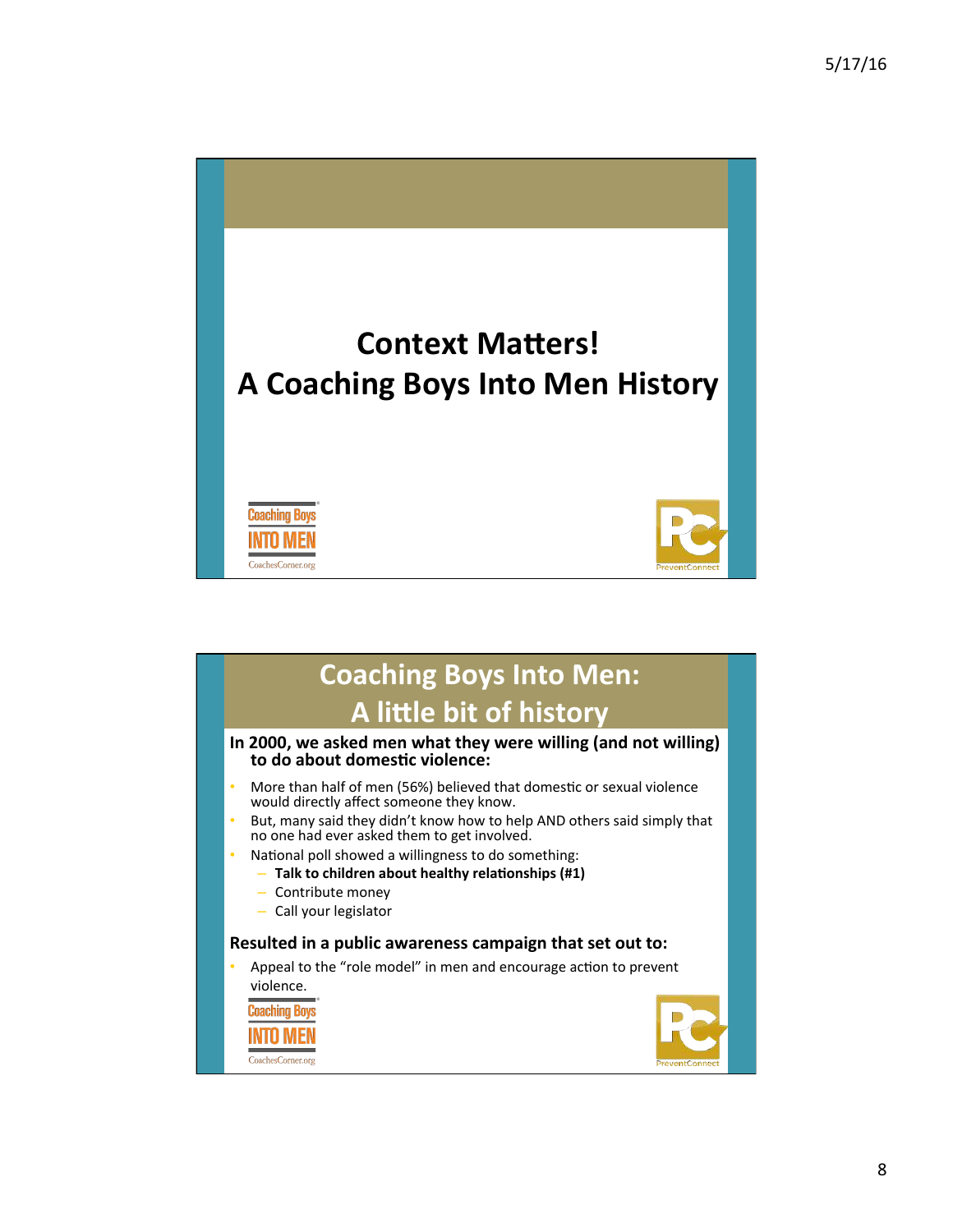# Context Matters!
# A Coaching Boys Into Men History

Coaching Boys INTO MEN

CoachesCorner.org

PreventConnect

## Coaching Boys Into Men: A little bit of history

**In 2000, we asked men what they were willing (and not willing) to do about domestic violence:**

- More than half of men (56%) believed that domestic or sexual violence would directly affect someone they know.
- But, many said they didn't know how to help AND others said simply that no one had ever asked them to get involved.
- National poll showed a willingness to do something:
  - **Talk to children about healthy relationships (#1)**
  - Contribute money
  - Call your legislator

**Resulted in a public awareness campaign that set out to:**

- Appeal to the "role model" in men and encourage action to prevent violence.

Coaching Boys INTO MEN

CoachesCorner.org

PreventConnect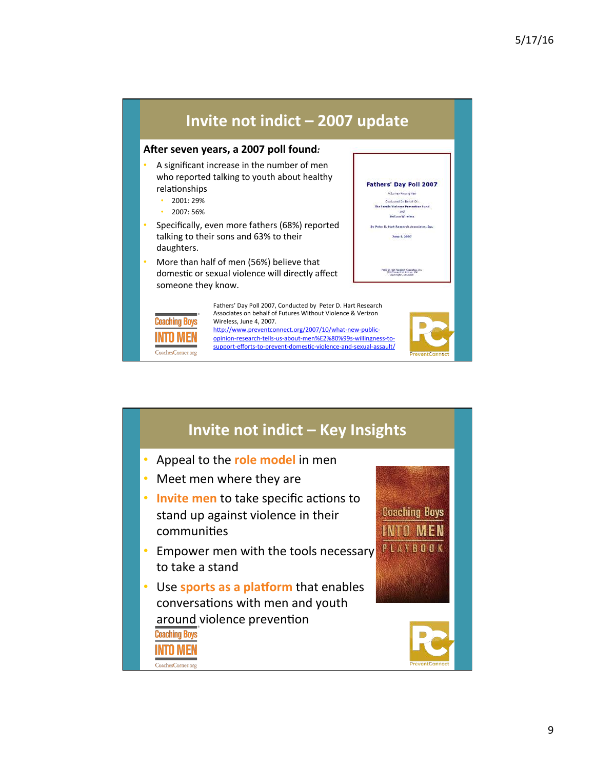## Invite not indict – 2007 update

**After seven years, a 2007 poll found:**

- A significant increase in the number of men who reported talking to youth about healthy relationships
  - 2001: 29%
  - 2007: 56%
- Specifically, even more fathers (68%) reported talking to their sons and 63% to their daughters.
- More than half of men (56%) believe that domestic or sexual violence will directly affect someone they know.

Fathers' Day Poll 2007

A Survey Among Men

Conducted On Behalf Of:
The Family Violence Prevention Fund
and
Verizon Wireless

By Peter D. Hart Research Associates, Inc.

June 4, 2007

Fathers' Day Poll 2007, Conducted by Peter D. Hart Research Associates on behalf of Futures Without Violence & Verizon Wireless, June 4, 2007.
http://www.preventconnect.org/2007/10/what-new-public-opinion-research-tells-us-about-men%E2%80%99s-willingness-to-support-efforts-to-prevent-domestic-violence-and-sexual-assault/

Coaching Boys INTO MEN
CoachesCorner.org

PreventConnect

## Invite not indict – Key Insights

- Appeal to the **role model** in men
- Meet men where they are
- **Invite men** to take specific actions to stand up against violence in their communities
- Empower men with the tools necessary to take a stand
- Use **sports as a platform** that enables conversations with men and youth around violence prevention

Coaching Boys INTO MEN PLAYBOOK

Coaching Boys INTO MEN
CoachesCorner.org

PreventConnect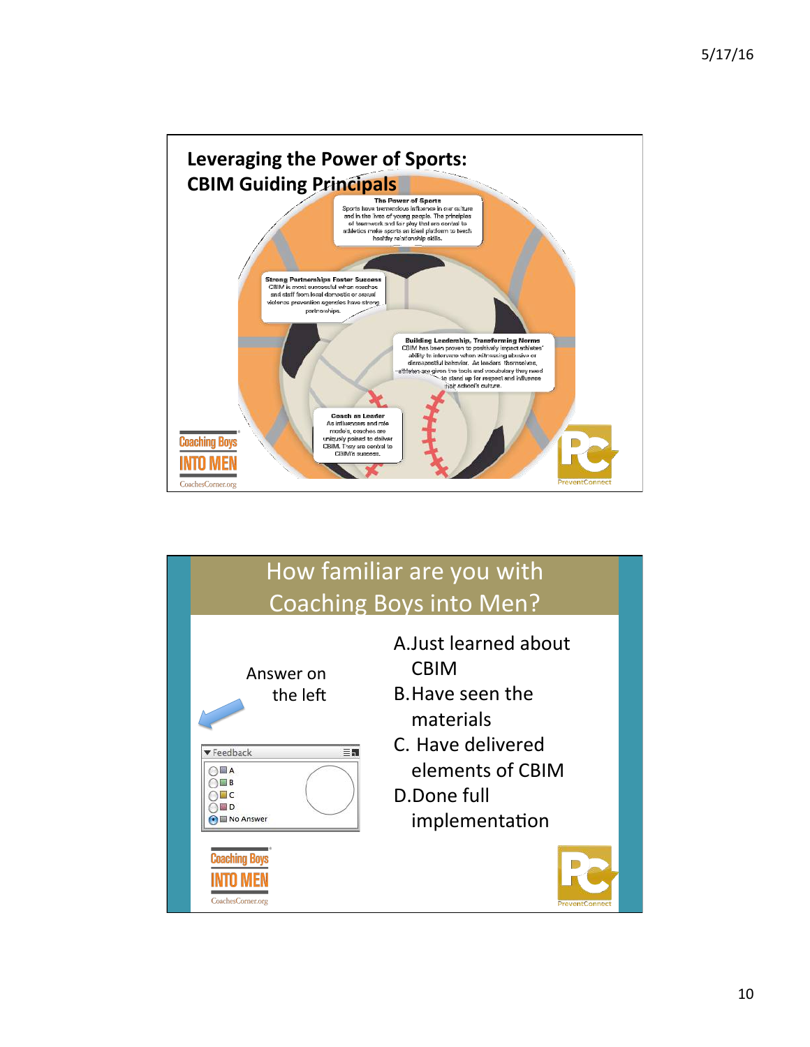## Leveraging the Power of Sports: CBIM Guiding Principals

**The Power of Sports**
Sports have tremendous influence in our culture and in the lives of young people. The principles of teamwork and fair play that are central to athletics make sports an ideal platform to teach healthy relationship skills.

**Strong Partnerships Foster Success**
CBIM is most successful when coaches and staff from local domestic or sexual violence prevention agencies have strong partnerships.

**Building Leadership, Transforming Norms**
CBIM has been proven to positively impact athletes' ability to intervene when witnessing abusive or disrespectful behavior. As leaders themselves, athletes are given the tools and vocabulary they need to stand up for respect and influence their school's culture.

**Coach as Leader**
As influencers and role models, coaches are uniquely poised to deliver CBIM. They are central to CBIM's success.

Coaching Boys INTO MEN
CoachesCorner.org

PreventConnect

## How familiar are you with Coaching Boys into Men?

Answer on the left

Feedback
- A
- B
- C
- D
- No Answer

A. Just learned about CBIM
B. Have seen the materials
C. Have delivered elements of CBIM
D. Done full implementation

Coaching Boys INTO MEN
CoachesCorner.org

PreventConnect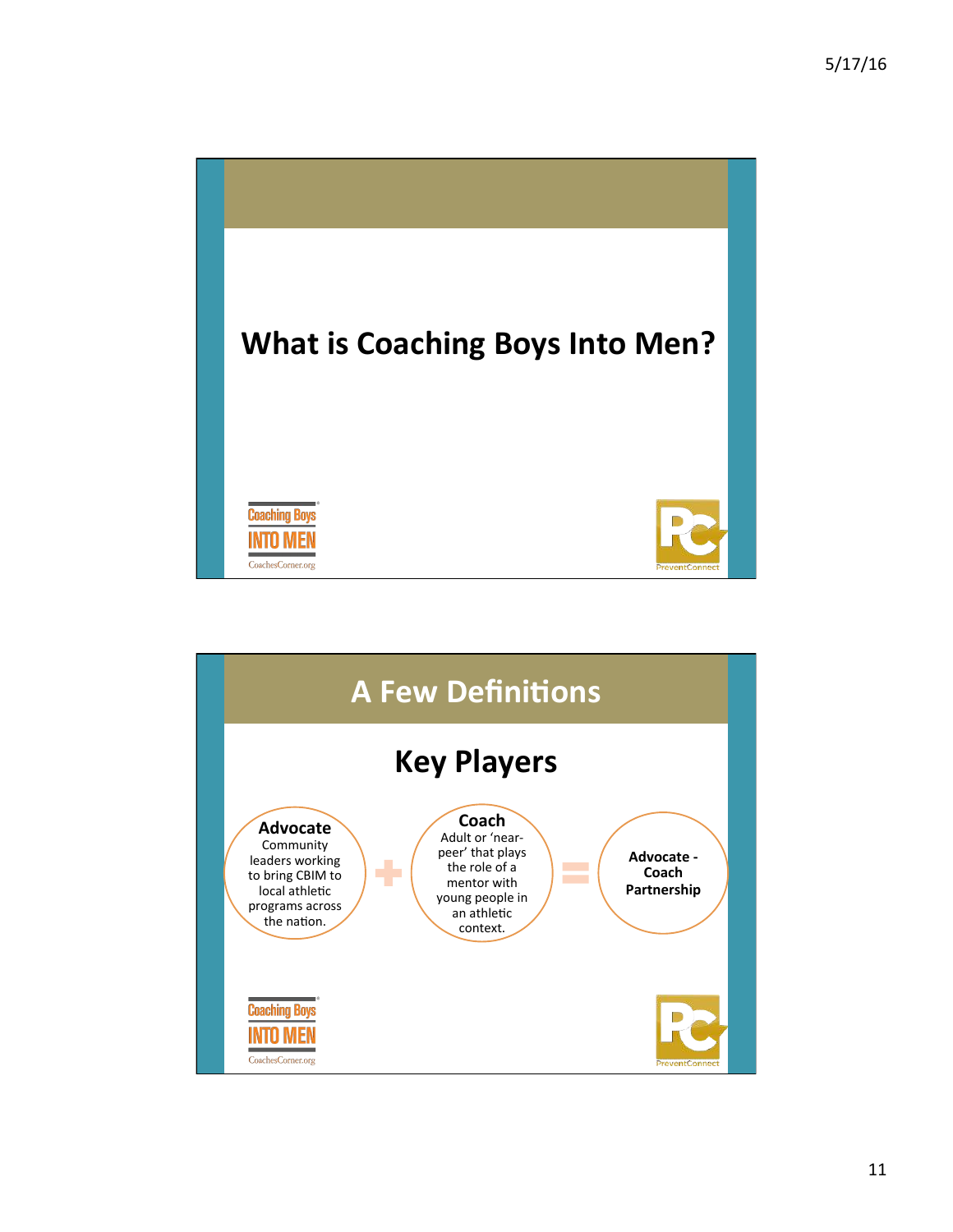# What is Coaching Boys Into Men?

Coaching Boys INTO MEN
CoachesCorner.org

PreventConnect

## A Few Definitions

### Key Players

**Advocate**
Community leaders working to bring CBIM to local athletic programs across the nation.

+

**Coach**
Adult or 'near-peer' that plays the role of a mentor with young people in an athletic context.

=

**Advocate - Coach Partnership**

Coaching Boys INTO MEN
CoachesCorner.org

PreventConnect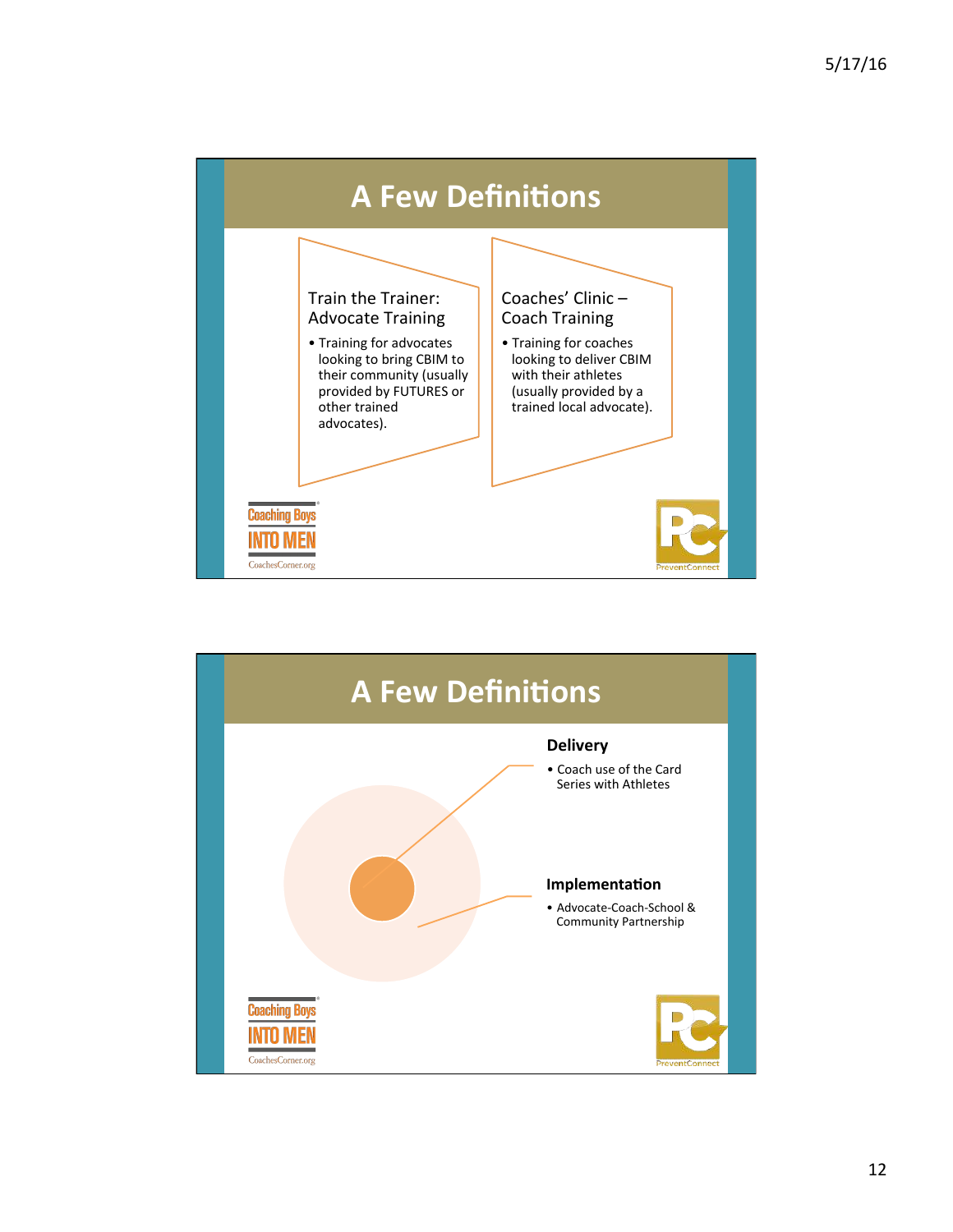## A Few Definitions

**Train the Trainer: Advocate Training**

- Training for advocates looking to bring CBIM to their community (usually provided by FUTURES or other trained advocates).

**Coaches' Clinic – Coach Training**

- Training for coaches looking to deliver CBIM with their athletes (usually provided by a trained local advocate).

Coaching Boys INTO MEN
CoachesCorner.org

PreventConnect

## A Few Definitions

**Delivery**

- Coach use of the Card Series with Athletes

**Implementation**

- Advocate-Coach-School & Community Partnership

Coaching Boys INTO MEN
CoachesCorner.org

PreventConnect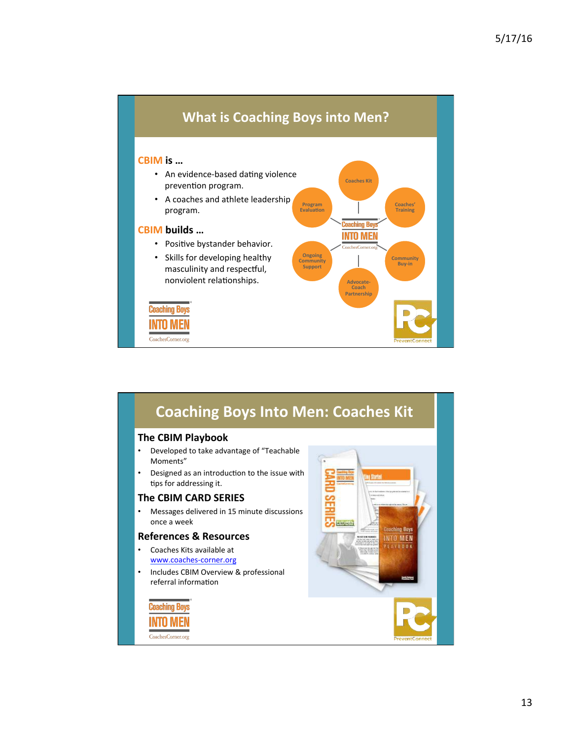## What is Coaching Boys into Men?

**CBIM is …**

- An evidence-based dating violence prevention program.
- A coaches and athlete leadership program.

**CBIM builds …**

- Positive bystander behavior.
- Skills for developing healthy masculinity and respectful, nonviolent relationships.

Coaches Kit

Coaches' Training

Community Buy-in

Advocate-Coach Partnership

Ongoing Community Support

Program Evaluation

Coaching Boys INTO MEN
CoachesCorner.org

PreventConnect

## Coaching Boys Into Men: Coaches Kit

### The CBIM Playbook

- Developed to take advantage of "Teachable Moments"
- Designed as an introduction to the issue with tips for addressing it.

### The CBIM CARD SERIES

- Messages delivered in 15 minute discussions once a week

### References & Resources

- Coaches Kits available at www.coaches-corner.org
- Includes CBIM Overview & professional referral information

Coaching Boys INTO MEN
CoachesCorner.org

PreventConnect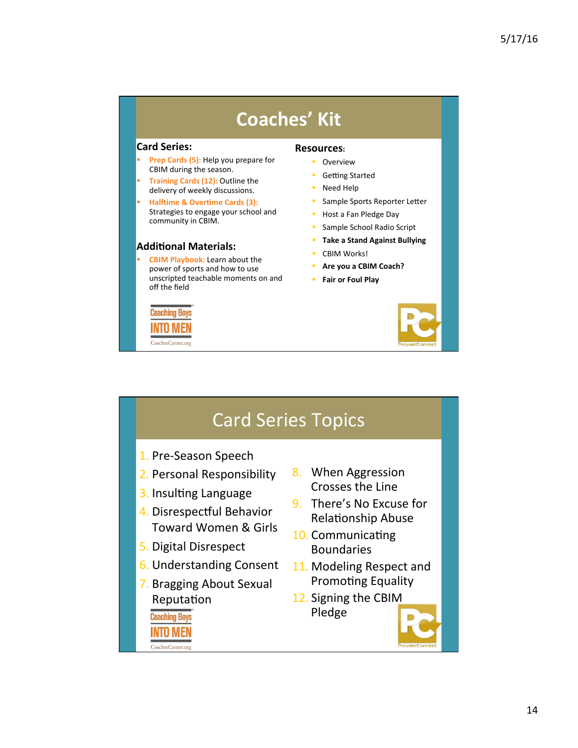## Coaches' Kit

### Card Series:

- **Prep Cards (5):** Help you prepare for CBIM during the season.
- **Training Cards (12):** Outline the delivery of weekly discussions.
- **Halftime & Overtime Cards (3):** Strategies to engage your school and community in CBIM.

### Additional Materials:

- **CBIM Playbook:** Learn about the power of sports and how to use unscripted teachable moments on and off the field

### Resources:

- Overview
- Getting Started
- Need Help
- Sample Sports Reporter Letter
- Host a Fan Pledge Day
- Sample School Radio Script
- **Take a Stand Against Bullying**
- CBIM Works!
- **Are you a CBIM Coach?**
- **Fair or Foul Play**

Coaching Boys INTO MEN
CoachesCorner.org

PreventConnect

## Card Series Topics

1. Pre-Season Speech
2. Personal Responsibility
3. Insulting Language
4. Disrespectful Behavior Toward Women & Girls
5. Digital Disrespect
6. Understanding Consent
7. Bragging About Sexual Reputation
8. When Aggression Crosses the Line
9. There's No Excuse for Relationship Abuse
10. Communicating Boundaries
11. Modeling Respect and Promoting Equality
12. Signing the CBIM Pledge

Coaching Boys INTO MEN
CoachesCorner.org

PreventConnect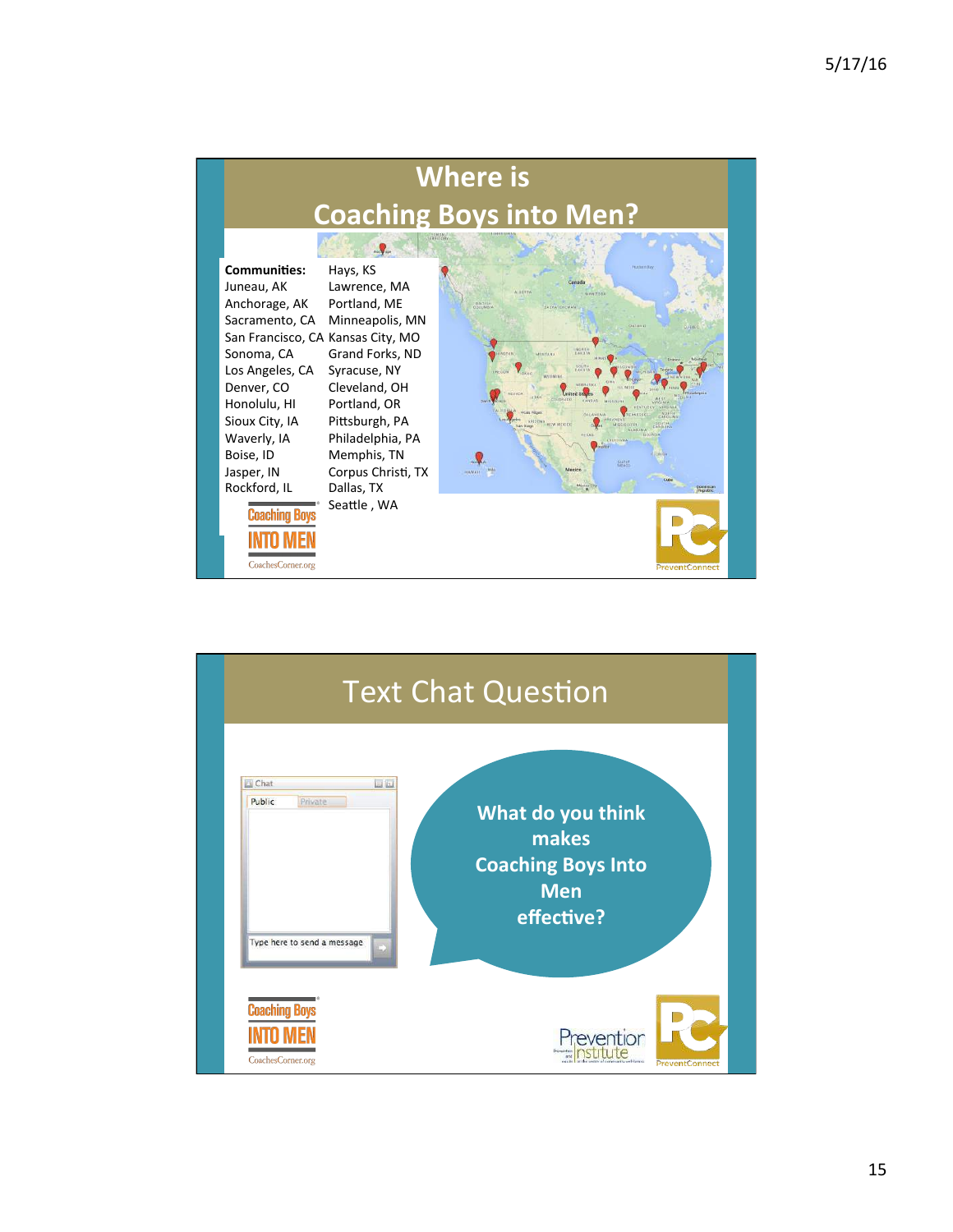# Where is Coaching Boys into Men?

**Communities:**

Juneau, AK
Anchorage, AK
Sacramento, CA
San Francisco, CA
Sonoma, CA
Los Angeles, CA
Denver, CO
Honolulu, HI
Sioux City, IA
Waverly, IA
Boise, ID
Jasper, IN
Rockford, IL
Hays, KS
Lawrence, MA
Portland, ME
Minneapolis, MN
Kansas City, MO
Grand Forks, ND
Syracuse, NY
Cleveland, OH
Portland, OR
Pittsburgh, PA
Philadelphia, PA
Memphis, TN
Corpus Christi, TX
Dallas, TX
Seattle , WA

Coaching Boys INTO MEN
CoachesCorner.org

PreventConnect

# Text Chat Question

What do you think makes Coaching Boys Into Men effective?

Chat
Public Private
Type here to send a message

Coaching Boys INTO MEN
CoachesCorner.org

Prevention Institute

PreventConnect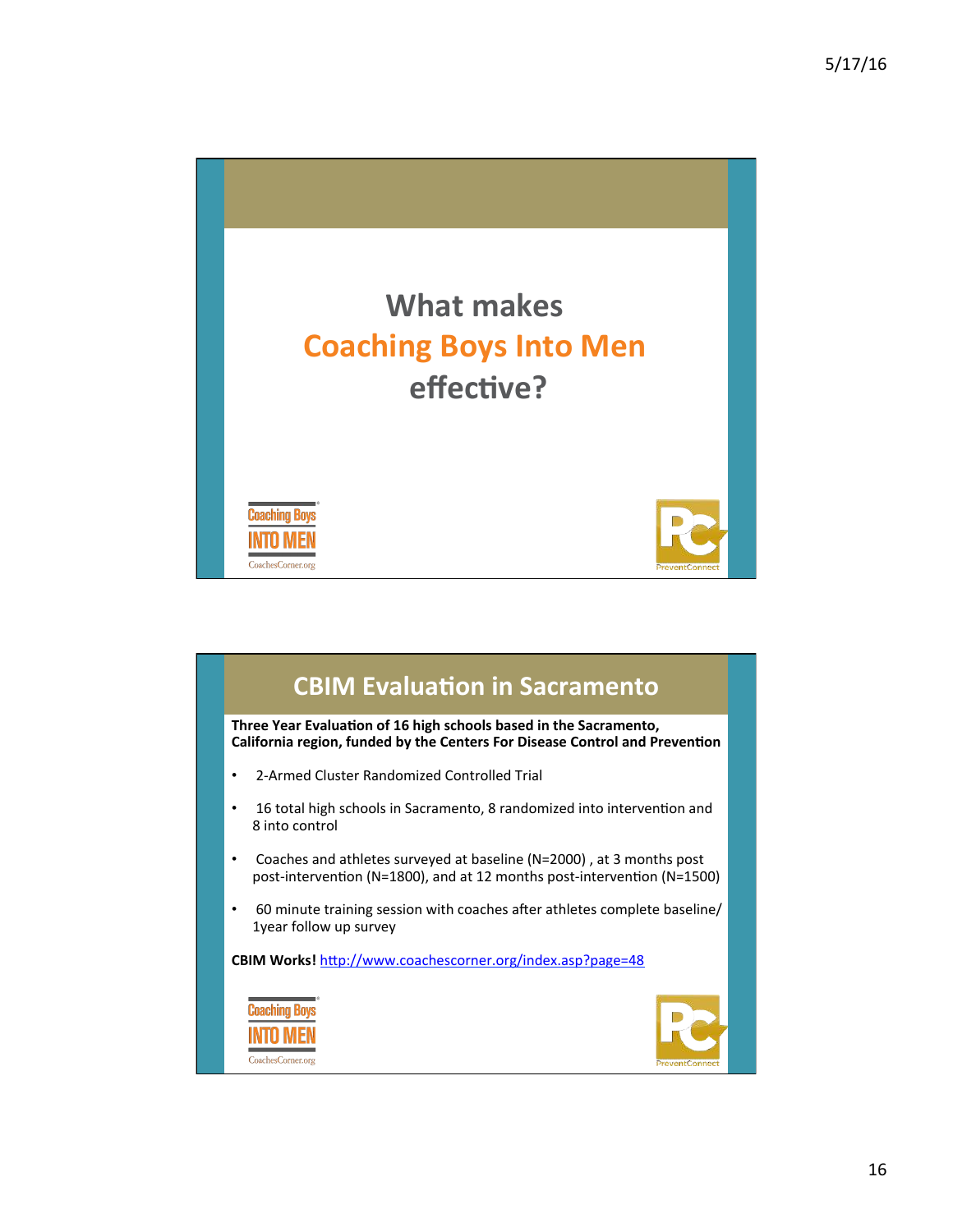# What makes Coaching Boys Into Men effective?

Coaching Boys INTO MEN

CoachesCorner.org

PreventConnect

## CBIM Evaluation in Sacramento

**Three Year Evaluation of 16 high schools based in the Sacramento, California region, funded by the Centers For Disease Control and Prevention**

- 2-Armed Cluster Randomized Controlled Trial
- 16 total high schools in Sacramento, 8 randomized into intervention and 8 into control
- Coaches and athletes surveyed at baseline (N=2000) , at 3 months post post-intervention (N=1800), and at 12 months post-intervention (N=1500)
- 60 minute training session with coaches after athletes complete baseline/ 1year follow up survey

**CBIM Works!** http://www.coachescorner.org/index.asp?page=48

Coaching Boys INTO MEN

CoachesCorner.org

PreventConnect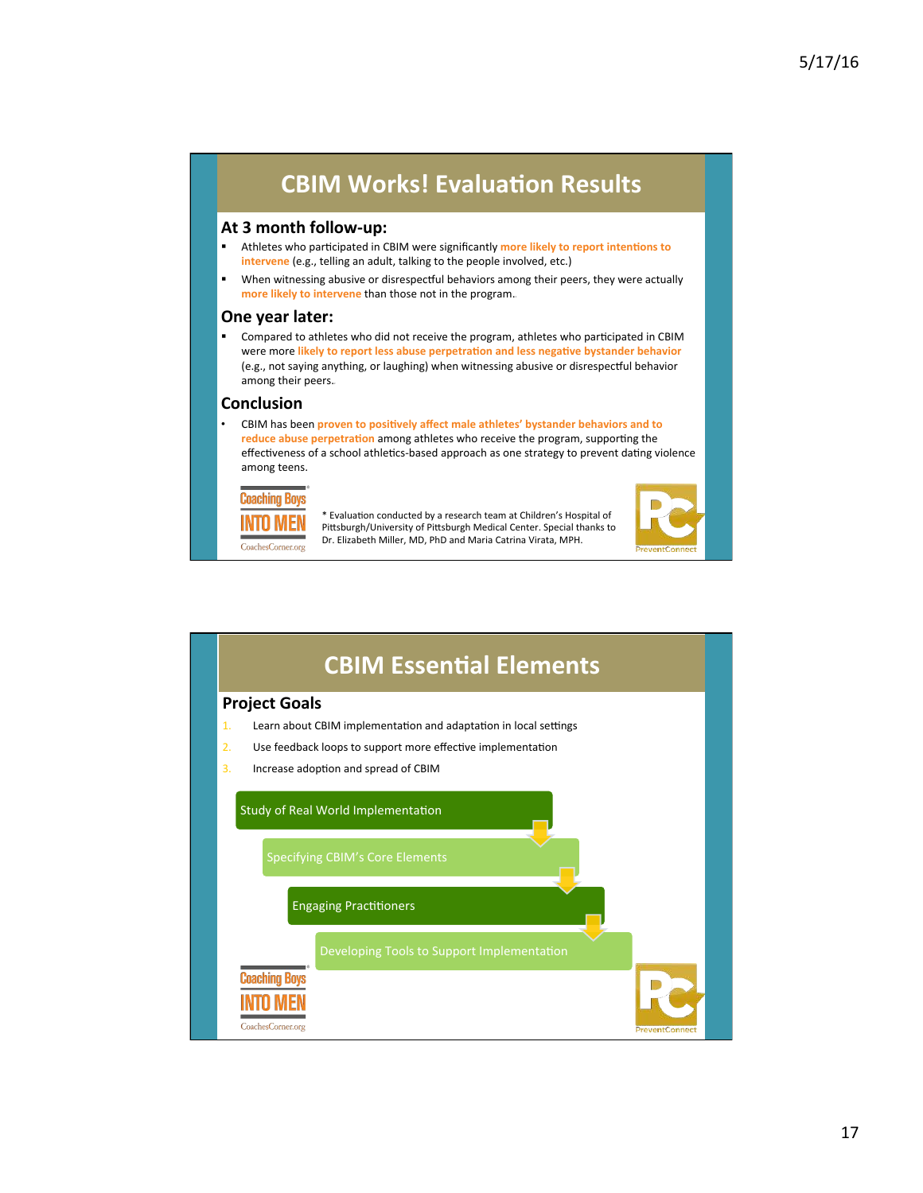# CBIM Works! Evaluation Results

## At 3 month follow-up:

- Athletes who participated in CBIM were significantly **more likely to report intentions to intervene** (e.g., telling an adult, talking to the people involved, etc.)
- When witnessing abusive or disrespectful behaviors among their peers, they were actually **more likely to intervene** than those not in the program.

## One year later:

- Compared to athletes who did not receive the program, athletes who participated in CBIM were more **likely to report less abuse perpetration and less negative bystander behavior** (e.g., not saying anything, or laughing) when witnessing abusive or disrespectful behavior among their peers.

## Conclusion

- CBIM has been **proven to positively affect male athletes' bystander behaviors and to reduce abuse perpetration** among athletes who receive the program, supporting the effectiveness of a school athletics-based approach as one strategy to prevent dating violence among teens.

Coaching Boys INTO MEN
CoachesCorner.org

* Evaluation conducted by a research team at Children's Hospital of Pittsburgh/University of Pittsburgh Medical Center. Special thanks to Dr. Elizabeth Miller, MD, PhD and Maria Catrina Virata, MPH.

PreventConnect

# CBIM Essential Elements

## Project Goals

1. Learn about CBIM implementation and adaptation in local settings
2. Use feedback loops to support more effective implementation
3. Increase adoption and spread of CBIM

- Study of Real World Implementation
- Specifying CBIM's Core Elements
- Engaging Practitioners
- Developing Tools to Support Implementation

Coaching Boys INTO MEN
CoachesCorner.org

PreventConnect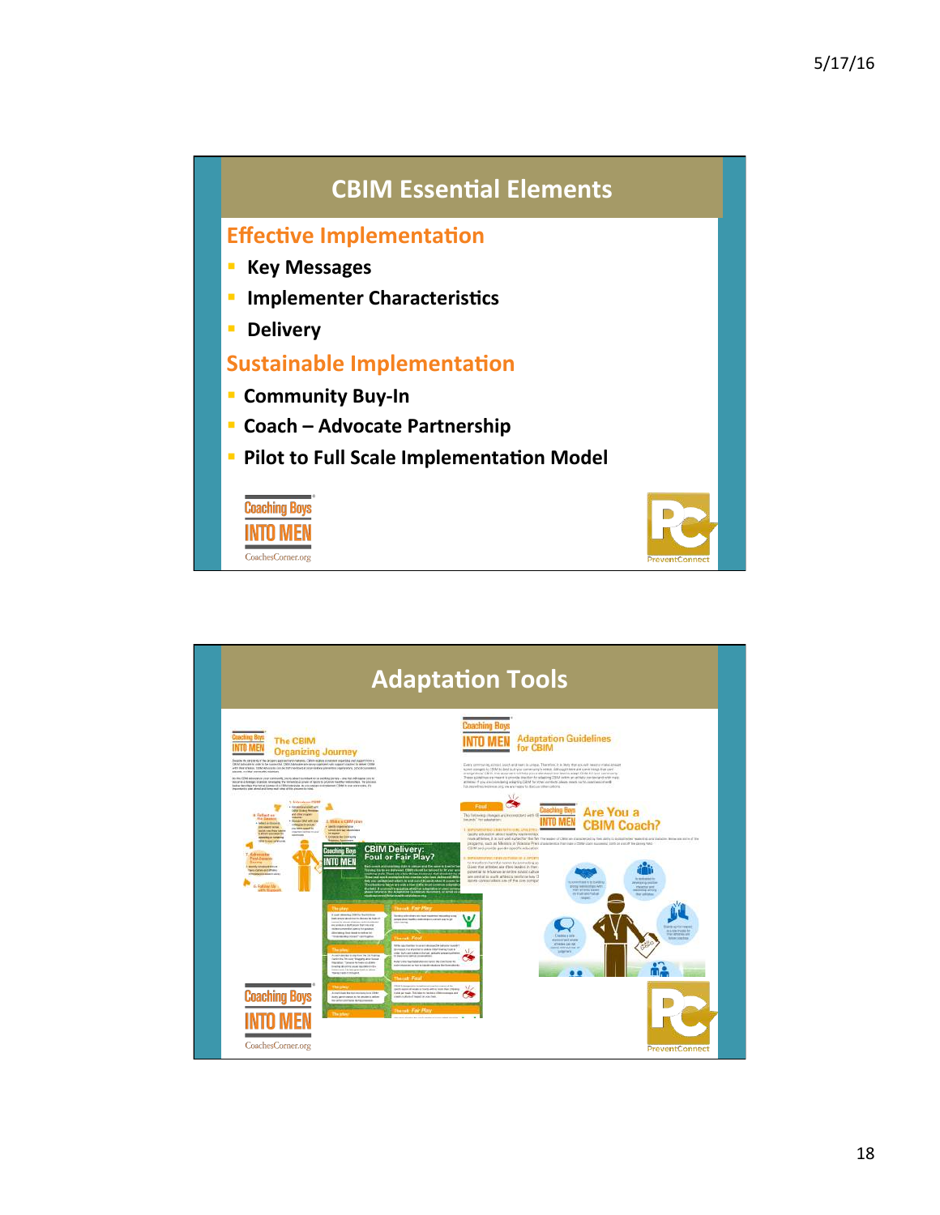## CBIM Essential Elements

### Effective Implementation

- Key Messages
- Implementer Characteristics
- Delivery

### Sustainable Implementation

- Community Buy-In
- Coach – Advocate Partnership
- Pilot to Full Scale Implementation Model

Coaching Boys INTO MEN

CoachesCorner.org

PreventConnect

## Adaptation Tools

The CBIM Organizing Journey

Adaptation Guidelines for CBIM

CBIM Delivery: Foul or Fair Play?

Are You a CBIM Coach?

Coaching Boys INTO MEN

CoachesCorner.org

PreventConnect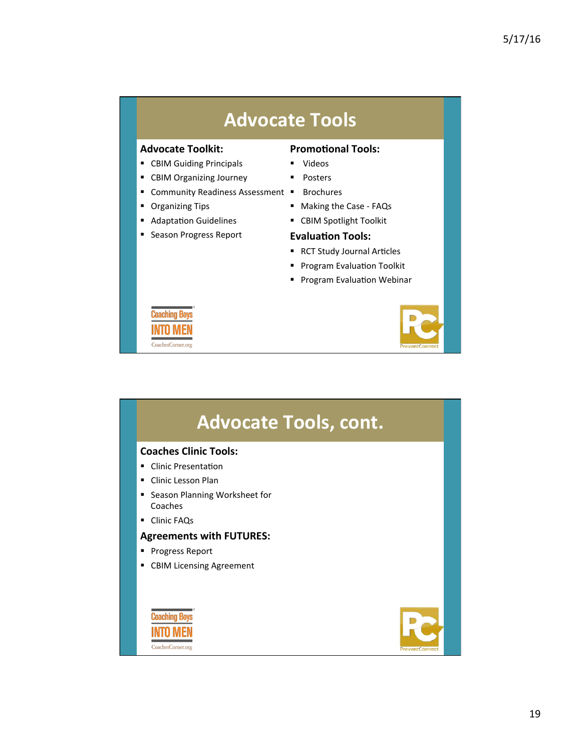# Advocate Tools

**Advocate Toolkit:**

- CBIM Guiding Principals
- CBIM Organizing Journey
- Community Readiness Assessment
- Organizing Tips
- Adaptation Guidelines
- Season Progress Report

**Promotional Tools:**

- Videos
- Posters
- Brochures
- Making the Case - FAQs
- CBIM Spotlight Toolkit

**Evaluation Tools:**

- RCT Study Journal Articles
- Program Evaluation Toolkit
- Program Evaluation Webinar

Coaching Boys INTO MEN
CoachesCorner.org

PreventConnect

# Advocate Tools, cont.

**Coaches Clinic Tools:**

- Clinic Presentation
- Clinic Lesson Plan
- Season Planning Worksheet for Coaches
- Clinic FAQs

**Agreements with FUTURES:**

- Progress Report
- CBIM Licensing Agreement

Coaching Boys INTO MEN
CoachesCorner.org

PreventConnect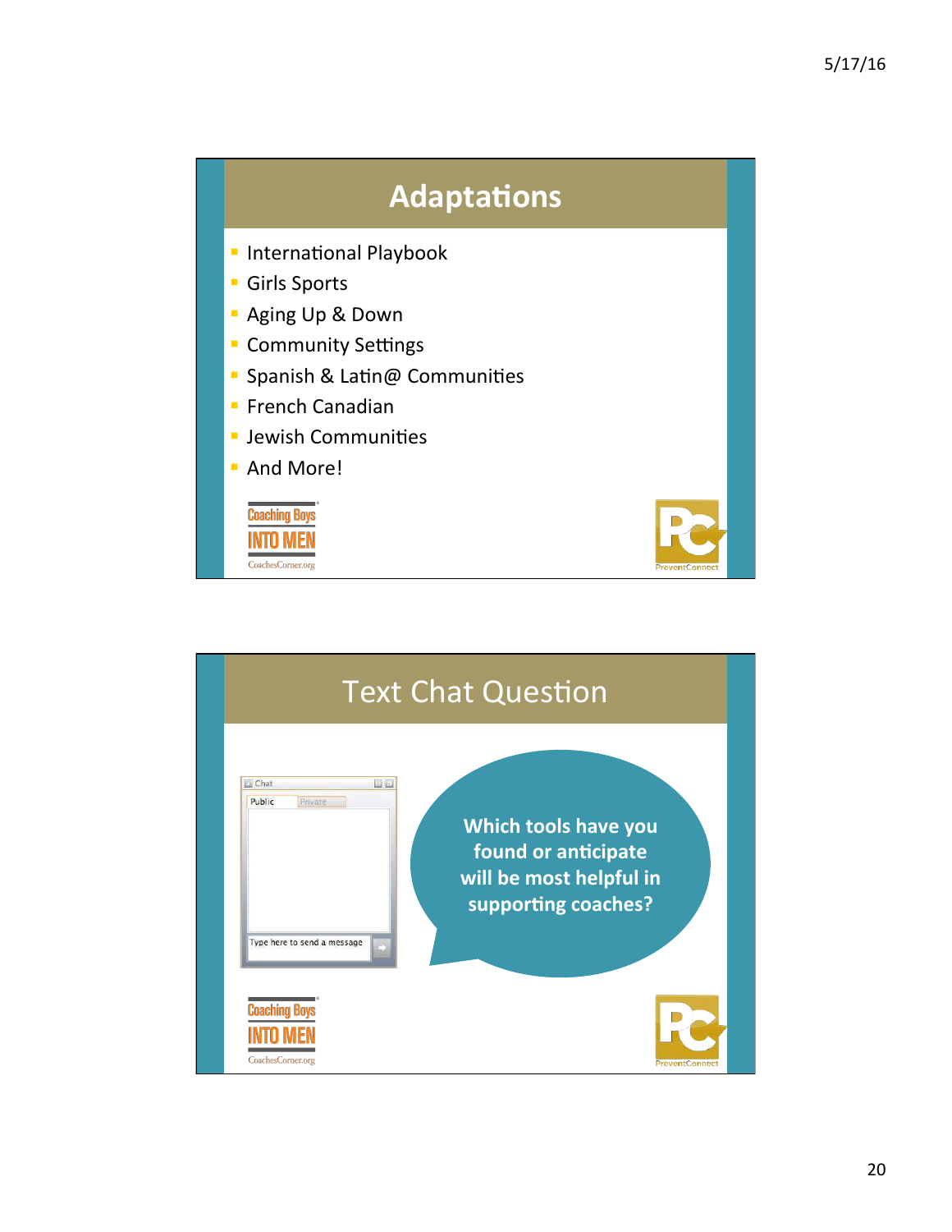## Adaptations

- International Playbook
- Girls Sports
- Aging Up & Down
- Community Settings
- Spanish & Latin@ Communities
- French Canadian
- Jewish Communities
- And More!

Coaching Boys INTO MEN
CoachesCorner.org

PreventConnect

## Text Chat Question

Chat
Public Private
Type here to send a message

Which tools have you found or anticipate will be most helpful in supporting coaches?

Coaching Boys INTO MEN
CoachesCorner.org

PreventConnect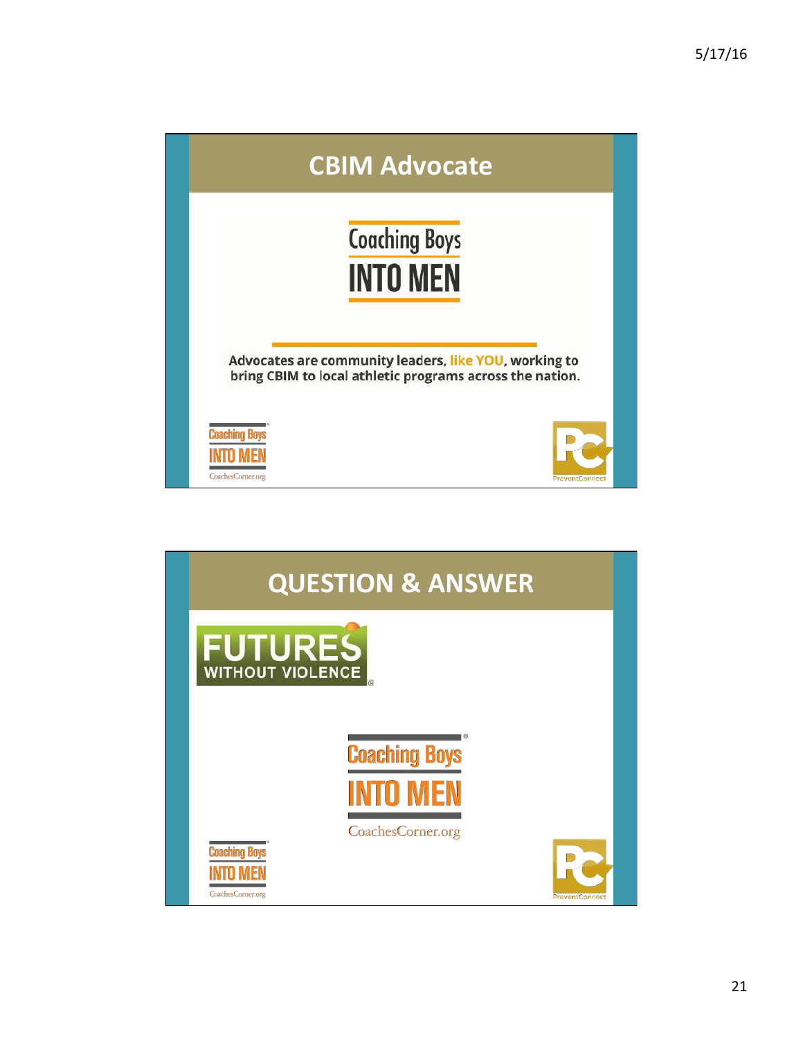## CBIM Advocate

Coaching Boys INTO MEN

Advocates are community leaders, like YOU, working to bring CBIM to local athletic programs across the nation.

Coaching Boys INTO MEN
CoachesCorner.org

PreventConnect

## QUESTION & ANSWER

FUTURES WITHOUT VIOLENCE

Coaching Boys INTO MEN
CoachesCorner.org

Coaching Boys INTO MEN
CoachesCorner.org

PreventConnect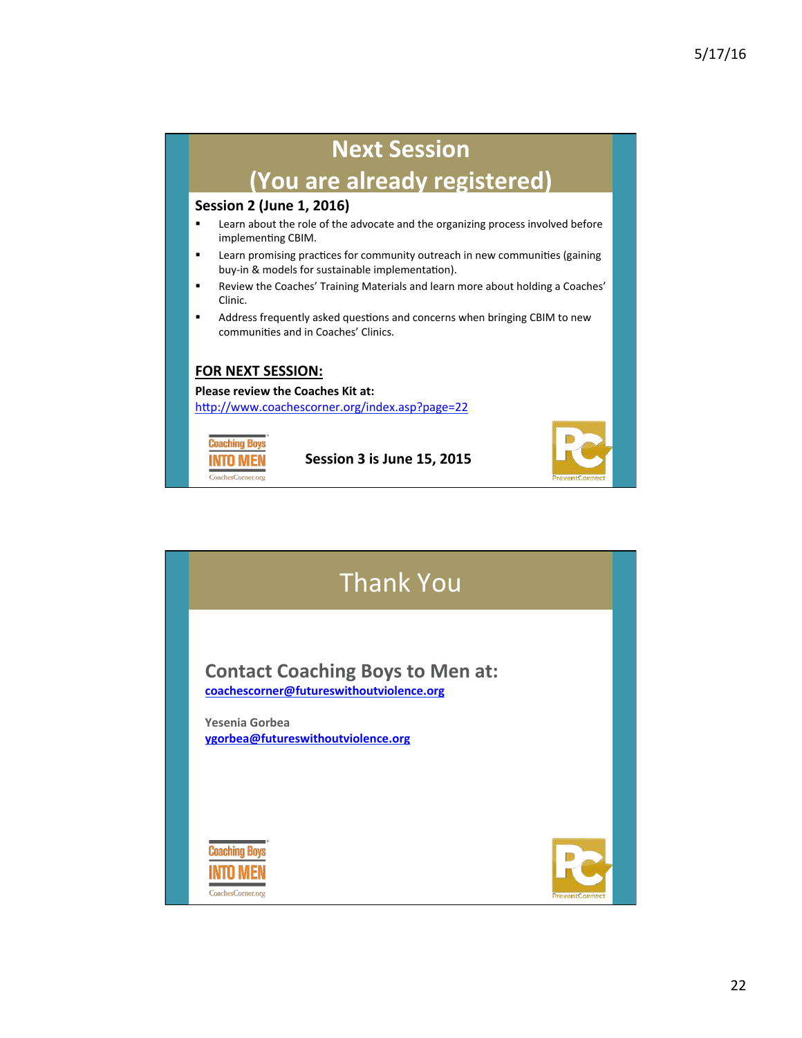# Next Session (You are already registered)

**Session 2 (June 1, 2016)**

- Learn about the role of the advocate and the organizing process involved before implementing CBIM.
- Learn promising practices for community outreach in new communities (gaining buy-in & models for sustainable implementation).
- Review the Coaches' Training Materials and learn more about holding a Coaches' Clinic.
- Address frequently asked questions and concerns when bringing CBIM to new communities and in Coaches' Clinics.

**FOR NEXT SESSION:**

**Please review the Coaches Kit at:**
http://www.coachescorner.org/index.asp?page=22

Coaching Boys INTO MEN
CoachesCorner.org

**Session 3 is June 15, 2015**

PreventConnect

# Thank You

**Contact Coaching Boys to Men at:**
**coachescorner@futureswithoutviolence.org**

**Yesenia Gorbea**
**ygorbea@futureswithoutviolence.org**

Coaching Boys INTO MEN
CoachesCorner.org

PreventConnect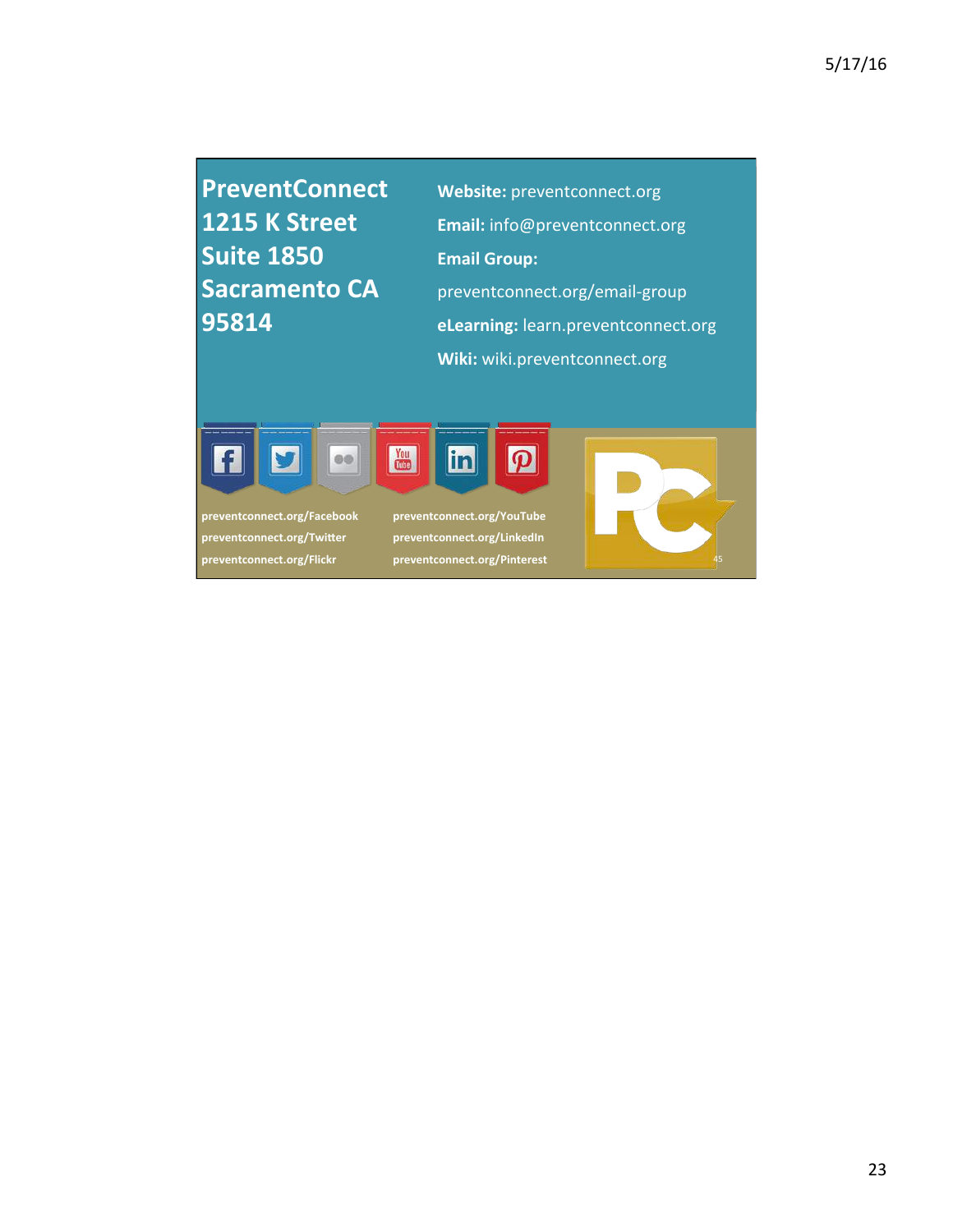**PreventConnect**
**1215 K Street**
**Suite 1850**
**Sacramento CA**
**95814**

**Website:** preventconnect.org

**Email:** info@preventconnect.org

**Email Group:** preventconnect.org/email-group

**eLearning:** learn.preventconnect.org

**Wiki:** wiki.preventconnect.org

preventconnect.org/Facebook
preventconnect.org/Twitter
preventconnect.org/Flickr

preventconnect.org/YouTube
preventconnect.org/LinkedIn
preventconnect.org/Pinterest